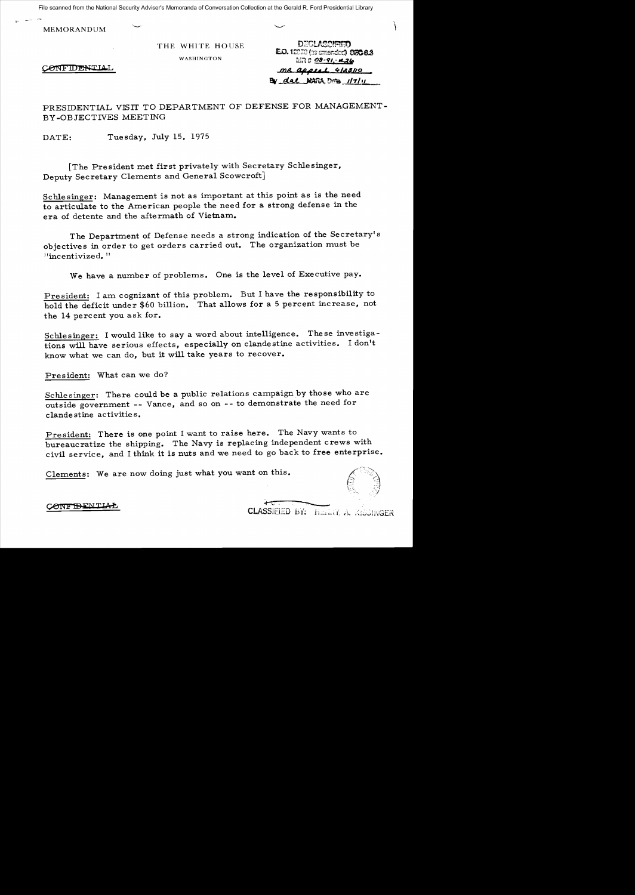MEMORANDUM

THE WHITE HOUSE

WASHINGTON

CONFIDENTIAL

DECLASSIFIED
E.O. 12958 (as amended) SEC 3.3
MR # 08-91, #26
mr appeal 4/28/10
By dal NARA, Date 1/7/11

PRESIDENTIAL VISIT TO DEPARTMENT OF DEFENSE FOR MANAGEMENT-BY-OBJECTIVES MEETING

DATE: Tuesday, July 15, 1975

[The President met first privately with Secretary Schlesinger, Deputy Secretary Clements and General Scowcroft]

Schlesinger: Management is not as important at this point as is the need to articulate to the American people the need for a strong defense in the era of detente and the aftermath of Vietnam.

The Department of Defense needs a strong indication of the Secretary's objectives in order to get orders carried out. The organization must be "incentivized."

We have a number of problems. One is the level of Executive pay.

President: I am cognizant of this problem. But I have the responsibility to hold the deficit under $60 billion. That allows for a 5 percent increase, not the 14 percent you ask for.

Schlesinger: I would like to say a word about intelligence. These investigations will have serious effects, especially on clandestine activities. I don't know what we can do, but it will take years to recover.

President: What can we do?

Schlesinger: There could be a public relations campaign by those who are outside government -- Vance, and so on -- to demonstrate the need for clandestine activities.

President: There is one point I want to raise here. The Navy wants to bureaucratize the shipping. The Navy is replacing independent crews with civil service, and I think it is nuts and we need to go back to free enterprise.

Clements: We are now doing just what you want on this.

CONFIDENTIAL

CLASSIFIED BY: HENRY A. KISSINGER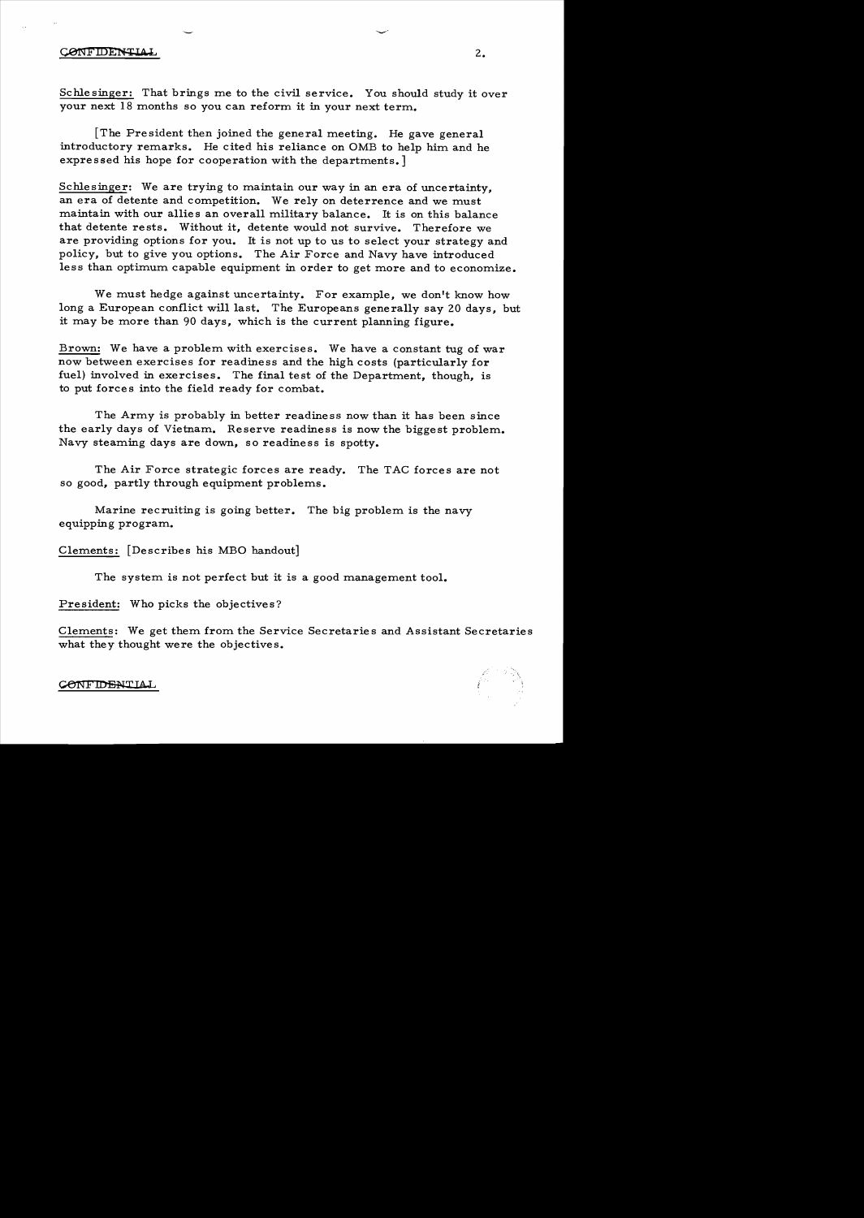Schlesinger: That brings me to the civil service. You should study it over your next 18 months so you can reform it in your next term.

[The President then joined the general meeting. He gave general introductory remarks. He cited his reliance on OMB to help him and he expressed his hope for cooperation with the departments.]

Schlesinger: We are trying to maintain our way in an era of uncertainty, an era of detente and competition. We rely on deterrence and we must maintain with our allies an overall military balance. It is on this balance that detente rests. Without it, detente would not survive. Therefore we are providing options for you. It is not up to us to select your strategy and policy, but to give you options. The Air Force and Navy have introduced less than optimum capable equipment in order to get more and to economize.

We must hedge against uncertainty. For example, we don't know how long a European conflict will last. The Europeans generally say 20 days, but it may be more than 90 days, which is the current planning figure.

Brown: We have a problem with exercises. We have a constant tug of war now between exercises for readiness and the high costs (particularly for fuel) involved in exercises. The final test of the Department, though, is to put forces into the field ready for combat.

The Army is probably in better readiness now than it has been since the early days of Vietnam. Reserve readiness is now the biggest problem. Navy steaming days are down, so readiness is spotty.

The Air Force strategic forces are ready. The TAC forces are not so good, partly through equipment problems.

Marine recruiting is going better. The big problem is the navy equipping program.

Clements: [Describes his MBO handout]

The system is not perfect but it is a good management tool.

President: Who picks the objectives?

Clements: We get them from the Service Secretaries and Assistant Secretaries what they thought were the objectives.

CONFIDENTIAL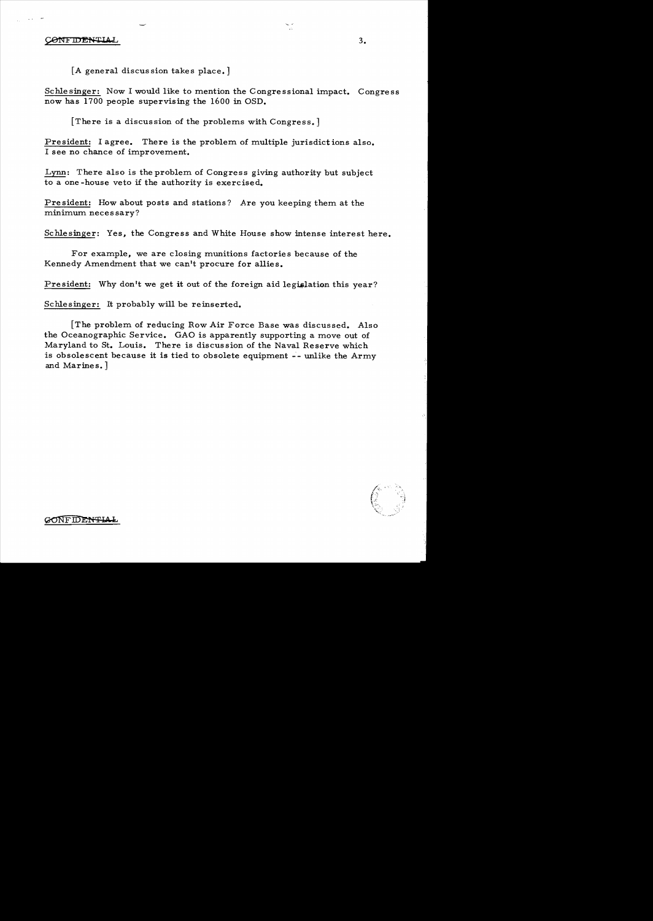CONFIDENTIAL

[A general discussion takes place.]

Schlesinger: Now I would like to mention the Congressional impact. Congress now has 1700 people supervising the 1600 in OSD.

[There is a discussion of the problems with Congress.]

President: I agree. There is the problem of multiple jurisdictions also. I see no chance of improvement.

Lynn: There also is the problem of Congress giving authority but subject to a one-house veto if the authority is exercised.

President: How about posts and stations? Are you keeping them at the minimum necessary?

Schlesinger: Yes, the Congress and White House show intense interest here.

For example, we are closing munitions factories because of the Kennedy Amendment that we can't procure for allies.

President: Why don't we get it out of the foreign aid legislation this year?

Schlesinger: It probably will be reinserted.

[The problem of reducing Row Air Force Base was discussed. Also the Oceanographic Service. GAO is apparently supporting a move out of Maryland to St. Louis. There is discussion of the Naval Reserve which is obsolescent because it is tied to obsolete equipment -- unlike the Army and Marines.]

CONFIDENTIAL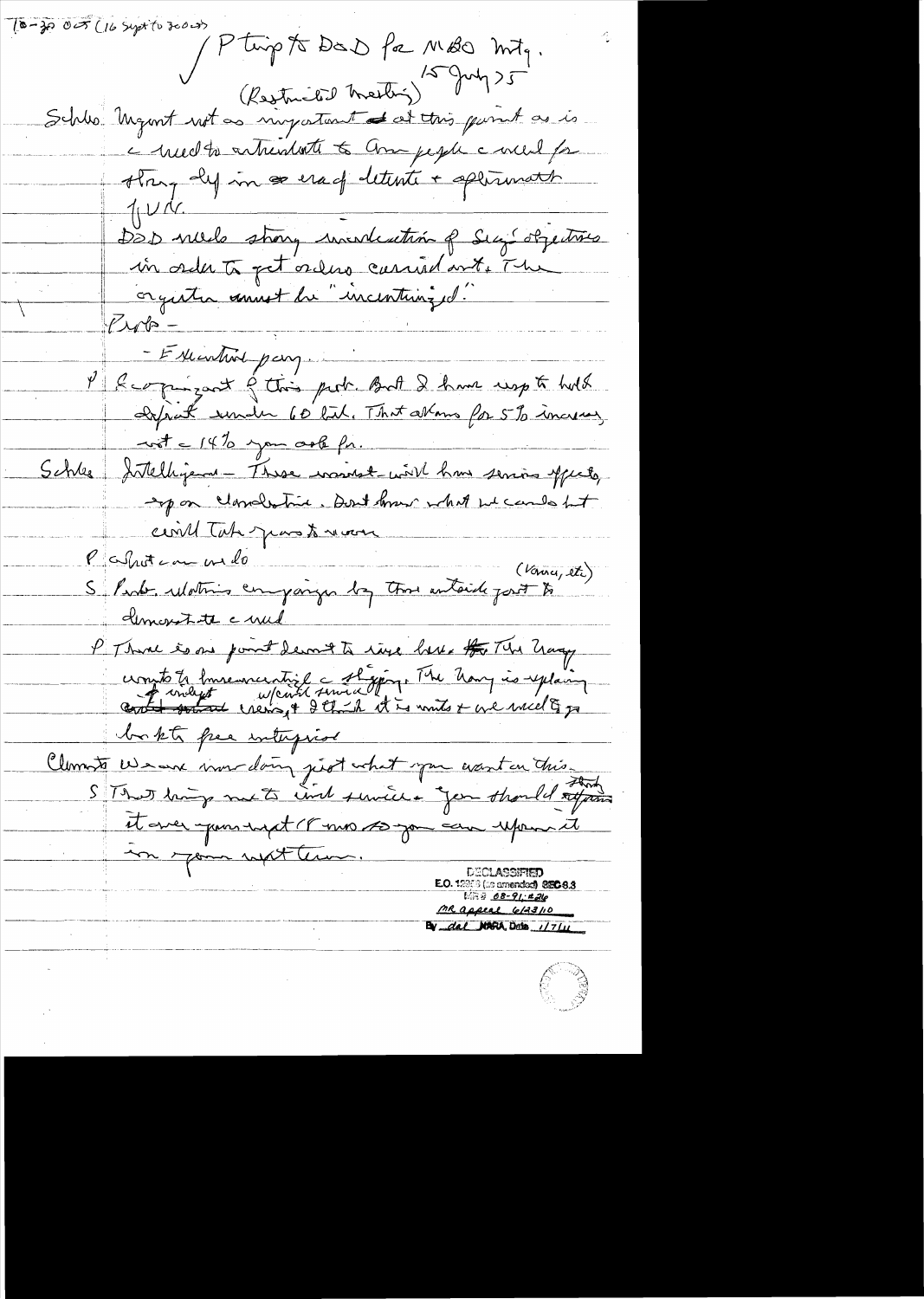10-30 OCS (16 Sept to 30 Oct)

P trip to DoD for MBO Mtg.
(Restricted meeting) 15 July 75

Schles. Mgmt not as important at this point as is a need to articulate to Amer people a need for strong def in an era of détente + a plurimatt (?) UNC.

DoD needs strong inculcation of Secy's objectives in order to get orders carried out. The organization must be "incentivized".

Prob –

– Executive pay.

P I'm cognizant of this prob. But I have resp to hold deficit under 60 bil. That allows for 5% increase, not a 14% you ask for.

Schles Intelligence – These investigations will have serious effects upon clandestine. Don't know what we can do but will take years to recover.

P What can we do

S Probably nothing. Campaign by those outside govt to (Vance, etc) demonstrate a need.

P There is one point I want to raise here. The Navy wants to "bureaucratize" a shipping. The Navy is replacing ~~contract~~ ~~personnel~~ civilian crews, & I think it is wrong & we need to go back to free enterprise.

Clements We are now doing just what you want on this.

S That brings me to civil service. You should ~~stump~~ stomp it over year-end (?) 18 mos so you can reform it in your next term.

DECLASSIFIED
E.O. 12958 (as amended) SEC 3.3
MR # 08-91; #26
MR appeal 6/23/10
By dal NARA, Date 1/7/11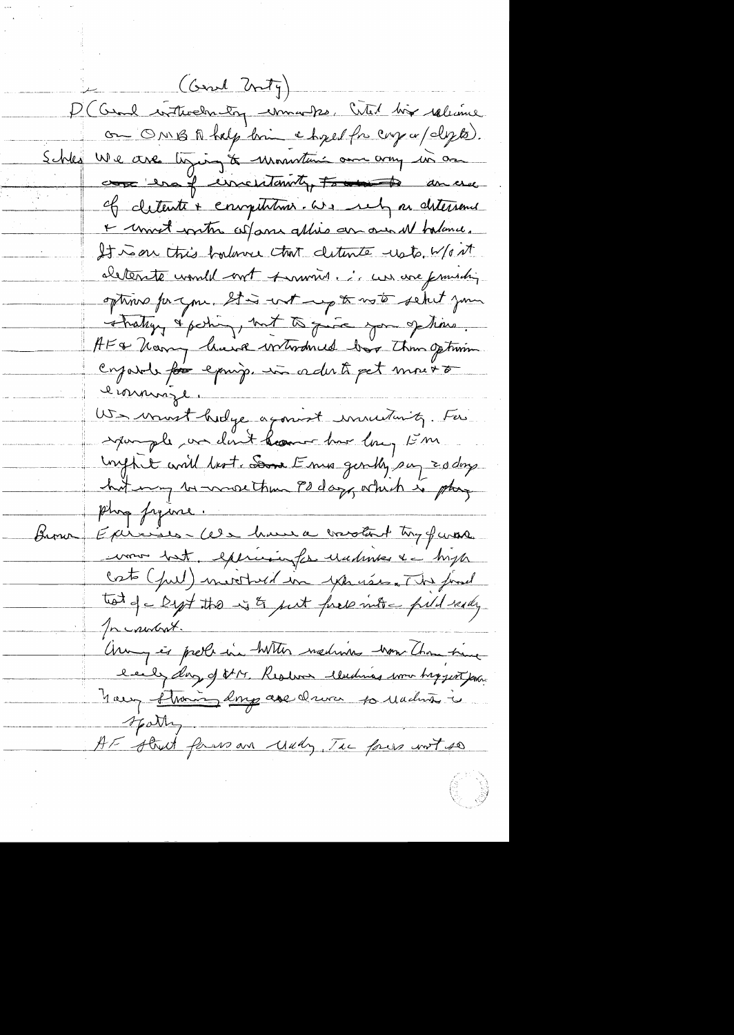(Gen'l Scty)

P (Gen'l introductory remarks. Cited his reliance on OMB to help him e[?] hyped for comp w/ depts).

Schles We are trying to maintain our army in an ~~era~~ era of uncertainty, ~~For~~ an era of detente & competition. We rely on deterrence & must maintain w/ our allies an overall balance. It is on this balance that detente rests. W/o it deterrence would not survive. ∴ we are providing options for you. It is not up to us to select your strategy & policy, but to give you options. AF & Navy have introduced ~~bar~~ the options enjoyable ~~for~~ equip. in order to get more & economize.

We must hedge against uncertainty. For example, we don't know how long Euro conflict will last. Some Euros genlly say 20 days but may be more than 90 days, which is planning figure.

Brown Expenses - We have a constant tug of war over bal. expenses for readiness & high costs (fuel) involved in exercises. The final test of a Dept ~~tho~~ is to put forces into field ready for combat.

Army is probably in better readiness now than since early days of WW. Readiness, lending more biggest pro- Navy steaming days are down so readiness is spotty.

AF strat forces are ready, Tac forces not so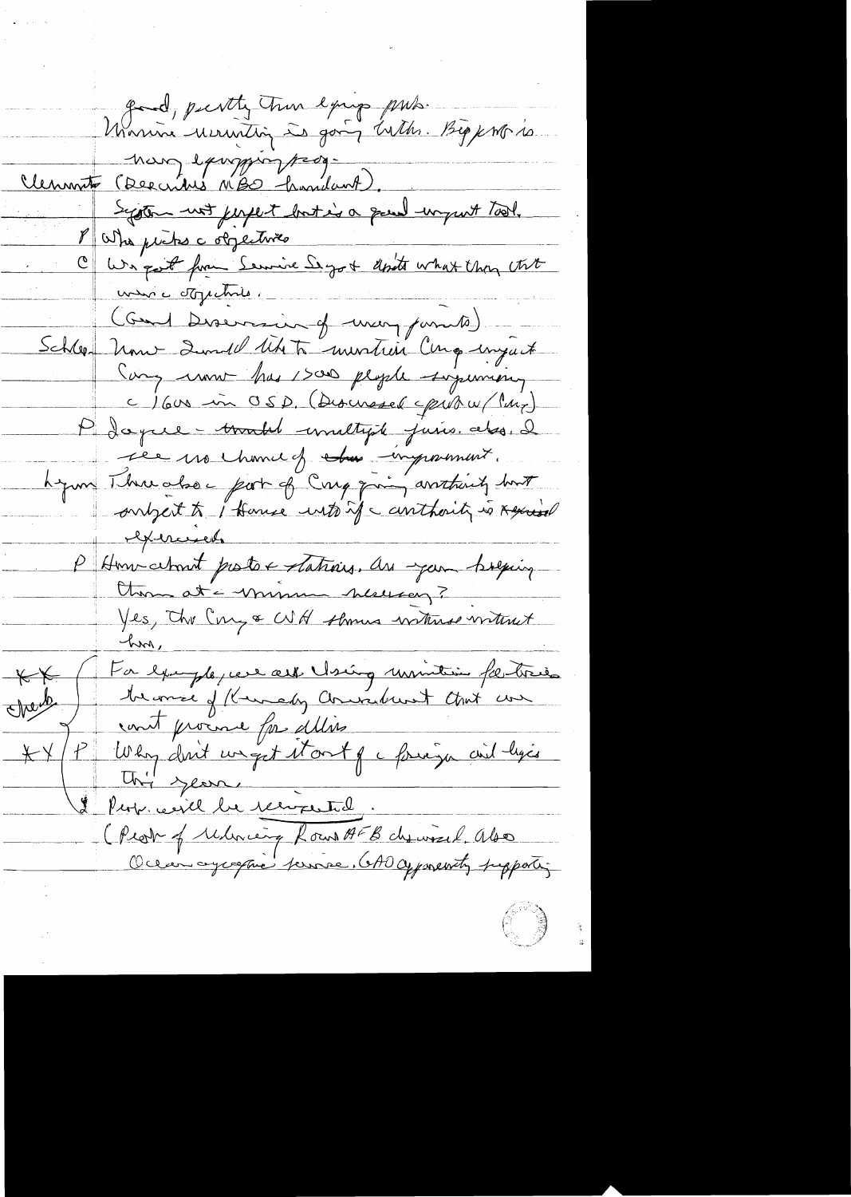good, pretty thin equip prob.
Marine recruiting is going better. Bigger prob is
navy equipping prog.

Clements (Describes MBO handout).
System not perfect but is a good import tool.

P Who picks c objectives

C We got from Service Secys + asked what they thot
were c objectives.

(Good Discussion of many points)

Schles Now I would like to mention Cong impact
Cong now has 1500 people supervising
c 1600 in OSD. (Discussed c prob w/ Cong)

P I agree – terrible multiple juris. also, I
see no chance of this improvement.

Lynn There also c part of Cong giving authority but
subject to 1 House veto if c authority is exercised.

P How about posts + stations. Are you keeping
them at c minimum necessary?
Yes, the Cong + WH always intervene without
him.

** For example, we are closing maintenance facilities
Check because of Kennedy amendment that we
can't process for Allies

** P Why don't we get it out of c foreign aid legis
this year.

I Prop. will be resubmitted.

(Prob of closing Loring AFB discussed. Also
Oceanographic service. GAO apparently supporting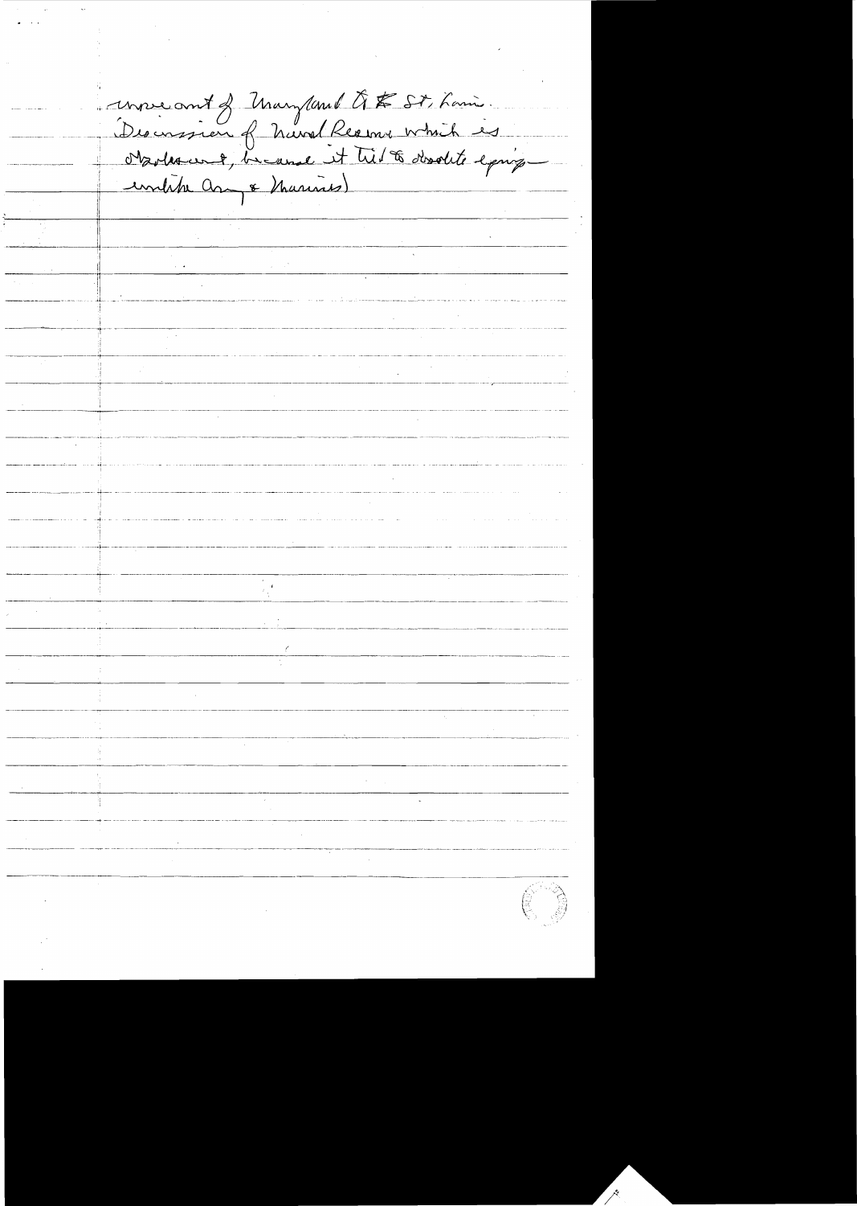movement of Maryland to St. Louis.
Discussion of Naval Reserve which is
obsolescent, because it tied to obsolete equip-
unlike Army & Marines)